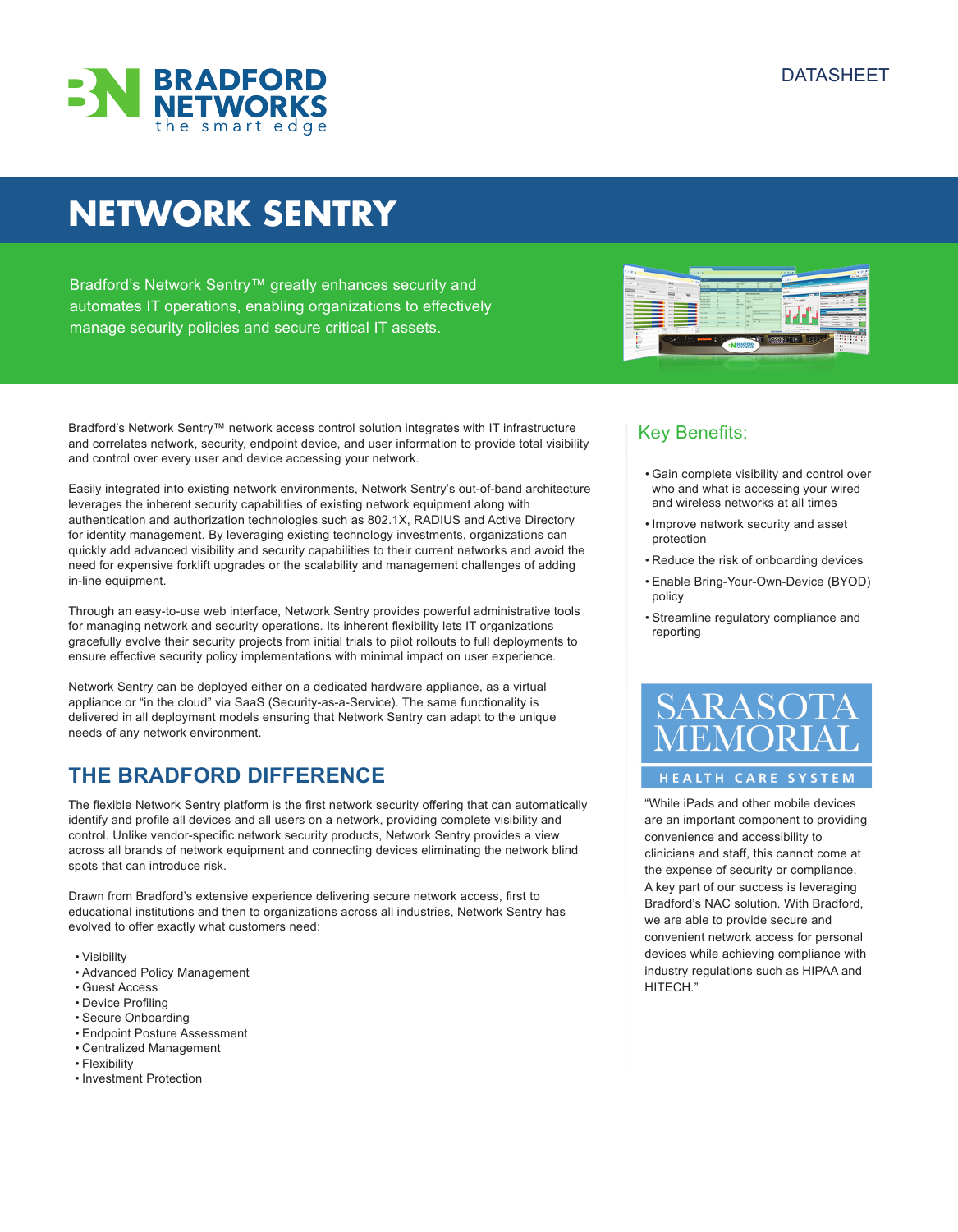BRADFORD NETWORKS
the smart edge

DATASHEET

# NETWORK SENTRY

Bradford's Network Sentry™ greatly enhances security and automates IT operations, enabling organizations to effectively manage security policies and secure critical IT assets.

Bradford's Network Sentry™ network access control solution integrates with IT infrastructure and correlates network, security, endpoint device, and user information to provide total visibility and control over every user and device accessing your network.

Easily integrated into existing network environments, Network Sentry's out-of-band architecture leverages the inherent security capabilities of existing network equipment along with authentication and authorization technologies such as 802.1X, RADIUS and Active Directory for identity management. By leveraging existing technology investments, organizations can quickly add advanced visibility and security capabilities to their current networks and avoid the need for expensive forklift upgrades or the scalability and management challenges of adding in-line equipment.

Through an easy-to-use web interface, Network Sentry provides powerful administrative tools for managing network and security operations. Its inherent flexibility lets IT organizations gracefully evolve their security projects from initial trials to pilot rollouts to full deployments to ensure effective security policy implementations with minimal impact on user experience.

Network Sentry can be deployed either on a dedicated hardware appliance, as a virtual appliance or "in the cloud" via SaaS (Security-as-a-Service). The same functionality is delivered in all deployment models ensuring that Network Sentry can adapt to the unique needs of any network environment.

## THE BRADFORD DIFFERENCE

The flexible Network Sentry platform is the first network security offering that can automatically identify and profile all devices and all users on a network, providing complete visibility and control. Unlike vendor-specific network security products, Network Sentry provides a view across all brands of network equipment and connecting devices eliminating the network blind spots that can introduce risk.

Drawn from Bradford's extensive experience delivering secure network access, first to educational institutions and then to organizations across all industries, Network Sentry has evolved to offer exactly what customers need:

- Visibility
- Advanced Policy Management
- Guest Access
- Device Profiling
- Secure Onboarding
- Endpoint Posture Assessment
- Centralized Management
- Flexibility
- Investment Protection

## Key Benefits:

- Gain complete visibility and control over who and what is accessing your wired and wireless networks at all times
- Improve network security and asset protection
- Reduce the risk of onboarding devices
- Enable Bring-Your-Own-Device (BYOD) policy
- Streamline regulatory compliance and reporting

SARASOTA MEMORIAL
HEALTH CARE SYSTEM

"While iPads and other mobile devices are an important component to providing convenience and accessibility to clinicians and staff, this cannot come at the expense of security or compliance. A key part of our success is leveraging Bradford's NAC solution. With Bradford, we are able to provide secure and convenient network access for personal devices while achieving compliance with industry regulations such as HIPAA and HITECH."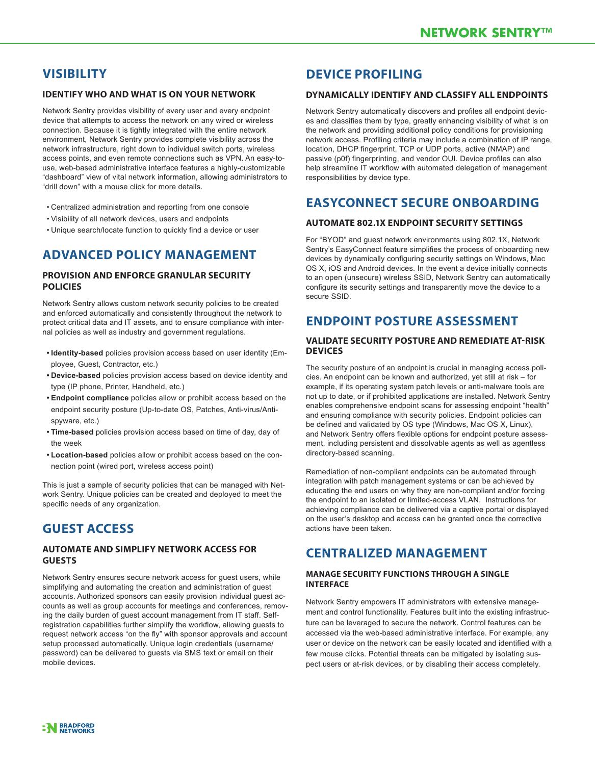## VISIBILITY

### IDENTIFY WHO AND WHAT IS ON YOUR NETWORK

Network Sentry provides visibility of every user and every endpoint device that attempts to access the network on any wired or wireless connection. Because it is tightly integrated with the entire network environment, Network Sentry provides complete visibility across the network infrastructure, right down to individual switch ports, wireless access points, and even remote connections such as VPN. An easy-to-use, web-based administrative interface features a highly-customizable "dashboard" view of vital network information, allowing administrators to "drill down" with a mouse click for more details.

- Centralized administration and reporting from one console
- Visibility of all network devices, users and endpoints
- Unique search/locate function to quickly find a device or user

## ADVANCED POLICY MANAGEMENT

### PROVISION AND ENFORCE GRANULAR SECURITY POLICIES

Network Sentry allows custom network security policies to be created and enforced automatically and consistently throughout the network to protect critical data and IT assets, and to ensure compliance with internal policies as well as industry and government regulations.

- **Identity-based** policies provision access based on user identity (Employee, Guest, Contractor, etc.)
- **Device-based** policies provision access based on device identity and type (IP phone, Printer, Handheld, etc.)
- **Endpoint compliance** policies allow or prohibit access based on the endpoint security posture (Up-to-date OS, Patches, Anti-virus/Anti-spyware, etc.)
- **Time-based** policies provision access based on time of day, day of the week
- **Location-based** policies allow or prohibit access based on the connection point (wired port, wireless access point)

This is just a sample of security policies that can be managed with Network Sentry. Unique policies can be created and deployed to meet the specific needs of any organization.

## GUEST ACCESS

### AUTOMATE AND SIMPLIFY NETWORK ACCESS FOR GUESTS

Network Sentry ensures secure network access for guest users, while simplifying and automating the creation and administration of guest accounts. Authorized sponsors can easily provision individual guest accounts as well as group accounts for meetings and conferences, removing the daily burden of guest account management from IT staff. Self-registration capabilities further simplify the workflow, allowing guests to request network access "on the fly" with sponsor approvals and account setup processed automatically. Unique login credentials (username/password) can be delivered to guests via SMS text or email on their mobile devices.

## DEVICE PROFILING

### DYNAMICALLY IDENTIFY AND CLASSIFY ALL ENDPOINTS

Network Sentry automatically discovers and profiles all endpoint devices and classifies them by type, greatly enhancing visibility of what is on the network and providing additional policy conditions for provisioning network access. Profiling criteria may include a combination of IP range, location, DHCP fingerprint, TCP or UDP ports, active (NMAP) and passive (p0f) fingerprinting, and vendor OUI. Device profiles can also help streamline IT workflow with automated delegation of management responsibilities by device type.

## EASYCONNECT SECURE ONBOARDING

### AUTOMATE 802.1X ENDPOINT SECURITY SETTINGS

For "BYOD" and guest network environments using 802.1X, Network Sentry's EasyConnect feature simplifies the process of onboarding new devices by dynamically configuring security settings on Windows, Mac OS X, iOS and Android devices. In the event a device initially connects to an open (unsecure) wireless SSID, Network Sentry can automatically configure its security settings and transparently move the device to a secure SSID.

## ENDPOINT POSTURE ASSESSMENT

### VALIDATE SECURITY POSTURE AND REMEDIATE AT-RISK DEVICES

The security posture of an endpoint is crucial in managing access policies. An endpoint can be known and authorized, yet still at risk – for example, if its operating system patch levels or anti-malware tools are not up to date, or if prohibited applications are installed. Network Sentry enables comprehensive endpoint scans for assessing endpoint "health" and ensuring compliance with security policies. Endpoint policies can be defined and validated by OS type (Windows, Mac OS X, Linux), and Network Sentry offers flexible options for endpoint posture assessment, including persistent and dissolvable agents as well as agentless directory-based scanning.

Remediation of non-compliant endpoints can be automated through integration with patch management systems or can be achieved by educating the end users on why they are non-compliant and/or forcing the endpoint to an isolated or limited-access VLAN. Instructions for achieving compliance can be delivered via a captive portal or displayed on the user's desktop and access can be granted once the corrective actions have been taken.

## CENTRALIZED MANAGEMENT

### MANAGE SECURITY FUNCTIONS THROUGH A SINGLE INTERFACE

Network Sentry empowers IT administrators with extensive management and control functionality. Features built into the existing infrastructure can be leveraged to secure the network. Control features can be accessed via the web-based administrative interface. For example, any user or device on the network can be easily located and identified with a few mouse clicks. Potential threats can be mitigated by isolating suspect users or at-risk devices, or by disabling their access completely.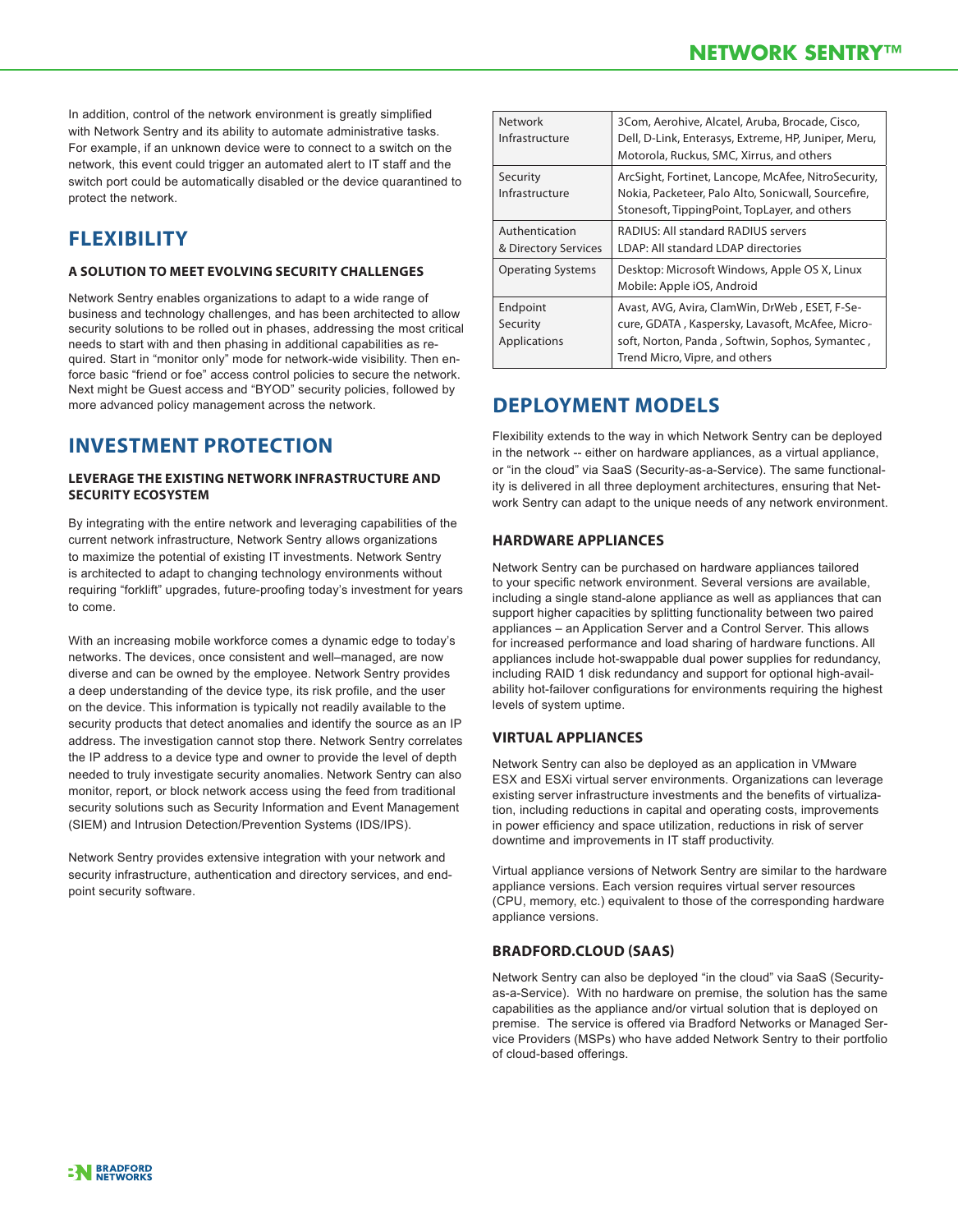In addition, control of the network environment is greatly simplified with Network Sentry and its ability to automate administrative tasks. For example, if an unknown device were to connect to a switch on the network, this event could trigger an automated alert to IT staff and the switch port could be automatically disabled or the device quarantined to protect the network.

## FLEXIBILITY

#### A SOLUTION TO MEET EVOLVING SECURITY CHALLENGES

Network Sentry enables organizations to adapt to a wide range of business and technology challenges, and has been architected to allow security solutions to be rolled out in phases, addressing the most critical needs to start with and then phasing in additional capabilities as required. Start in "monitor only" mode for network-wide visibility. Then enforce basic "friend or foe" access control policies to secure the network. Next might be Guest access and "BYOD" security policies, followed by more advanced policy management across the network.

## INVESTMENT PROTECTION

#### LEVERAGE THE EXISTING NETWORK INFRASTRUCTURE AND SECURITY ECOSYSTEM

By integrating with the entire network and leveraging capabilities of the current network infrastructure, Network Sentry allows organizations to maximize the potential of existing IT investments. Network Sentry is architected to adapt to changing technology environments without requiring "forklift" upgrades, future-proofing today's investment for years to come.

With an increasing mobile workforce comes a dynamic edge to today's networks. The devices, once consistent and well–managed, are now diverse and can be owned by the employee. Network Sentry provides a deep understanding of the device type, its risk profile, and the user on the device. This information is typically not readily available to the security products that detect anomalies and identify the source as an IP address. The investigation cannot stop there. Network Sentry correlates the IP address to a device type and owner to provide the level of depth needed to truly investigate security anomalies. Network Sentry can also monitor, report, or block network access using the feed from traditional security solutions such as Security Information and Event Management (SIEM) and Intrusion Detection/Prevention Systems (IDS/IPS).

Network Sentry provides extensive integration with your network and security infrastructure, authentication and directory services, and endpoint security software.

| | |
|---|---|
| Network Infrastructure | 3Com, Aerohive, Alcatel, Aruba, Brocade, Cisco, Dell, D-Link, Enterasys, Extreme, HP, Juniper, Meru, Motorola, Ruckus, SMC, Xirrus, and others |
| Security Infrastructure | ArcSight, Fortinet, Lancope, McAfee, NitroSecurity, Nokia, Packeteer, Palo Alto, Sonicwall, Sourcefire, Stonesoft, TippingPoint, TopLayer, and others |
| Authentication & Directory Services | RADIUS: All standard RADIUS servers<br>LDAP: All standard LDAP directories |
| Operating Systems | Desktop: Microsoft Windows, Apple OS X, Linux<br>Mobile: Apple iOS, Android |
| Endpoint Security Applications | Avast, AVG, Avira, ClamWin, DrWeb , ESET, F-Secure, GDATA , Kaspersky, Lavasoft, McAfee, Microsoft, Norton, Panda , Softwin, Sophos, Symantec , Trend Micro, Vipre, and others |

## DEPLOYMENT MODELS

Flexibility extends to the way in which Network Sentry can be deployed in the network -- either on hardware appliances, as a virtual appliance, or "in the cloud" via SaaS (Security-as-a-Service). The same functionality is delivered in all three deployment architectures, ensuring that Network Sentry can adapt to the unique needs of any network environment.

#### HARDWARE APPLIANCES

Network Sentry can be purchased on hardware appliances tailored to your specific network environment. Several versions are available, including a single stand-alone appliance as well as appliances that can support higher capacities by splitting functionality between two paired appliances – an Application Server and a Control Server. This allows for increased performance and load sharing of hardware functions. All appliances include hot-swappable dual power supplies for redundancy, including RAID 1 disk redundancy and support for optional high-availability hot-failover configurations for environments requiring the highest levels of system uptime.

#### VIRTUAL APPLIANCES

Network Sentry can also be deployed as an application in VMware ESX and ESXi virtual server environments. Organizations can leverage existing server infrastructure investments and the benefits of virtualization, including reductions in capital and operating costs, improvements in power efficiency and space utilization, reductions in risk of server downtime and improvements in IT staff productivity.

Virtual appliance versions of Network Sentry are similar to the hardware appliance versions. Each version requires virtual server resources (CPU, memory, etc.) equivalent to those of the corresponding hardware appliance versions.

#### BRADFORD.CLOUD (SAAS)

Network Sentry can also be deployed "in the cloud" via SaaS (Security-as-a-Service). With no hardware on premise, the solution has the same capabilities as the appliance and/or virtual solution that is deployed on premise. The service is offered via Bradford Networks or Managed Service Providers (MSPs) who have added Network Sentry to their portfolio of cloud-based offerings.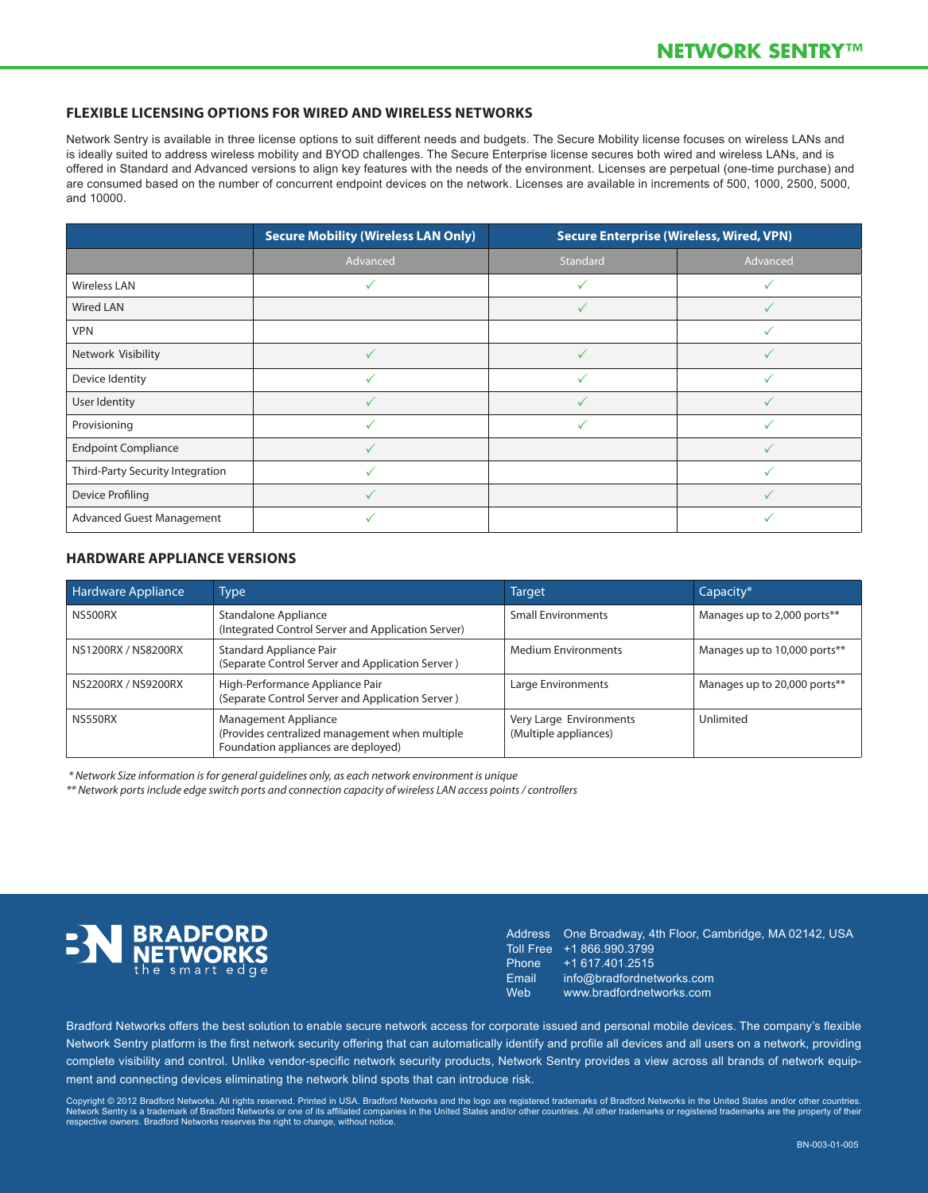## FLEXIBLE LICENSING OPTIONS FOR WIRED AND WIRELESS NETWORKS

Network Sentry is available in three license options to suit different needs and budgets. The Secure Mobility license focuses on wireless LANs and is ideally suited to address wireless mobility and BYOD challenges. The Secure Enterprise license secures both wired and wireless LANs, and is offered in Standard and Advanced versions to align key features with the needs of the environment. Licenses are perpetual (one-time purchase) and are consumed based on the number of concurrent endpoint devices on the network. Licenses are available in increments of 500, 1000, 2500, 5000, and 10000.

| | Secure Mobility (Wireless LAN Only) | Secure Enterprise (Wireless, Wired, VPN) | |
|---|---|---|---|
| | Advanced | Standard | Advanced |
| Wireless LAN | ✓ | ✓ | ✓ |
| Wired LAN | | ✓ | ✓ |
| VPN | | | ✓ |
| Network Visibility | ✓ | ✓ | ✓ |
| Device Identity | ✓ | ✓ | ✓ |
| User Identity | ✓ | ✓ | ✓ |
| Provisioning | ✓ | ✓ | ✓ |
| Endpoint Compliance | ✓ | | ✓ |
| Third-Party Security Integration | ✓ | | ✓ |
| Device Profiling | ✓ | | ✓ |
| Advanced Guest Management | ✓ | | ✓ |

## HARDWARE APPLIANCE VERSIONS

| Hardware Appliance | Type | Target | Capacity* |
|---|---|---|---|
| NS500RX | Standalone Appliance (Integrated Control Server and Application Server) | Small Environments | Manages up to 2,000 ports** |
| NS1200RX / NS8200RX | Standard Appliance Pair (Separate Control Server and Application Server ) | Medium Environments | Manages up to 10,000 ports** |
| NS2200RX / NS9200RX | High-Performance Appliance Pair (Separate Control Server and Application Server ) | Large Environments | Manages up to 20,000 ports** |
| NS550RX | Management Appliance (Provides centralized management when multiple Foundation appliances are deployed) | Very Large Environments (Multiple appliances) | Unlimited |

*\* Network Size information is for general guidelines only, as each network environment is unique*

*\*\* Network ports include edge switch ports and connection capacity of wireless LAN access points / controllers*

**BRADFORD NETWORKS** the smart edge

Address One Broadway, 4th Floor, Cambridge, MA 02142, USA
Toll Free +1 866.990.3799
Phone +1 617.401.2515
Email info@bradfordnetworks.com
Web www.bradfordnetworks.com

Bradford Networks offers the best solution to enable secure network access for corporate issued and personal mobile devices. The company's flexible Network Sentry platform is the first network security offering that can automatically identify and profile all devices and all users on a network, providing complete visibility and control. Unlike vendor-specific network security products, Network Sentry provides a view across all brands of network equipment and connecting devices eliminating the network blind spots that can introduce risk.

Copyright © 2012 Bradford Networks. All rights reserved. Printed in USA. Bradford Networks and the logo are registered trademarks of Bradford Networks in the United States and/or other countries. Network Sentry is a trademark of Bradford Networks or one of its affiliated companies in the United States and/or other countries. All other trademarks or registered trademarks are the property of their respective owners. Bradford Networks reserves the right to change, without notice.

BN-003-01-005